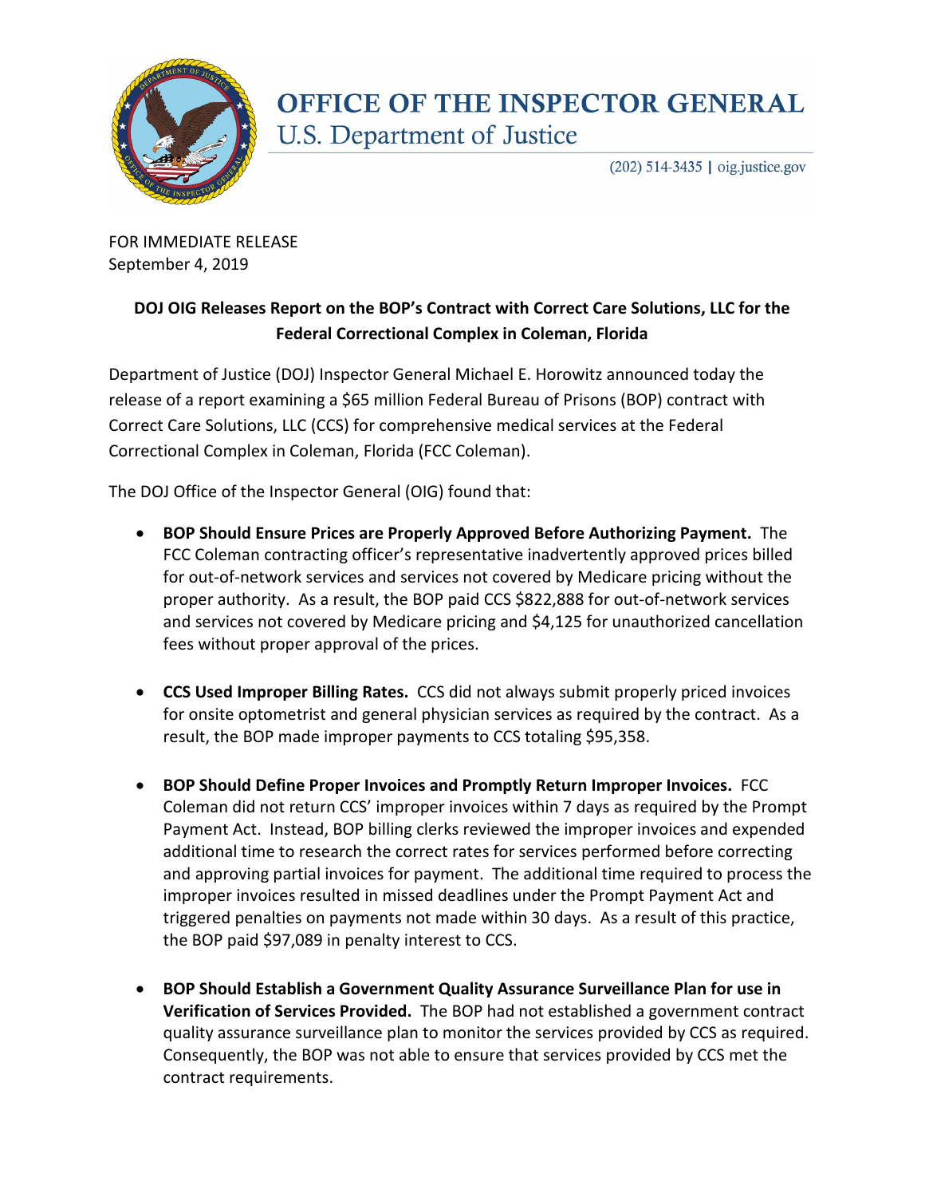# OFFICE OF THE INSPECTOR GENERAL

## U.S. Department of Justice

(202) 514-3435 | oig.justice.gov

FOR IMMEDIATE RELEASE
September 4, 2019

**DOJ OIG Releases Report on the BOP's Contract with Correct Care Solutions, LLC for the Federal Correctional Complex in Coleman, Florida**

Department of Justice (DOJ) Inspector General Michael E. Horowitz announced today the release of a report examining a $65 million Federal Bureau of Prisons (BOP) contract with Correct Care Solutions, LLC (CCS) for comprehensive medical services at the Federal Correctional Complex in Coleman, Florida (FCC Coleman).

The DOJ Office of the Inspector General (OIG) found that:

- **BOP Should Ensure Prices are Properly Approved Before Authorizing Payment.** The FCC Coleman contracting officer's representative inadvertently approved prices billed for out-of-network services and services not covered by Medicare pricing without the proper authority. As a result, the BOP paid CCS $822,888 for out-of-network services and services not covered by Medicare pricing and $4,125 for unauthorized cancellation fees without proper approval of the prices.

- **CCS Used Improper Billing Rates.** CCS did not always submit properly priced invoices for onsite optometrist and general physician services as required by the contract. As a result, the BOP made improper payments to CCS totaling $95,358.

- **BOP Should Define Proper Invoices and Promptly Return Improper Invoices.** FCC Coleman did not return CCS' improper invoices within 7 days as required by the Prompt Payment Act. Instead, BOP billing clerks reviewed the improper invoices and expended additional time to research the correct rates for services performed before correcting and approving partial invoices for payment. The additional time required to process the improper invoices resulted in missed deadlines under the Prompt Payment Act and triggered penalties on payments not made within 30 days. As a result of this practice, the BOP paid $97,089 in penalty interest to CCS.

- **BOP Should Establish a Government Quality Assurance Surveillance Plan for use in Verification of Services Provided.** The BOP had not established a government contract quality assurance surveillance plan to monitor the services provided by CCS as required. Consequently, the BOP was not able to ensure that services provided by CCS met the contract requirements.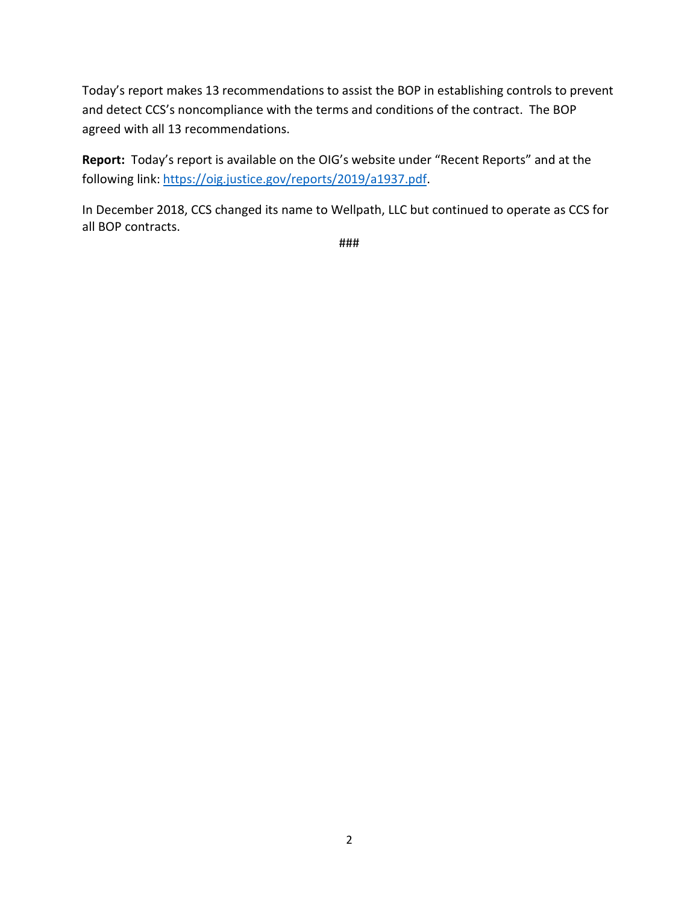Today's report makes 13 recommendations to assist the BOP in establishing controls to prevent and detect CCS's noncompliance with the terms and conditions of the contract. The BOP agreed with all 13 recommendations.

**Report:** Today's report is available on the OIG's website under "Recent Reports" and at the following link: [https://oig.justice.gov/reports/2019/a1937.pdf](https://oig.justice.gov/reports/2019/a1937.pdf).

In December 2018, CCS changed its name to Wellpath, LLC but continued to operate as CCS for all BOP contracts.

###